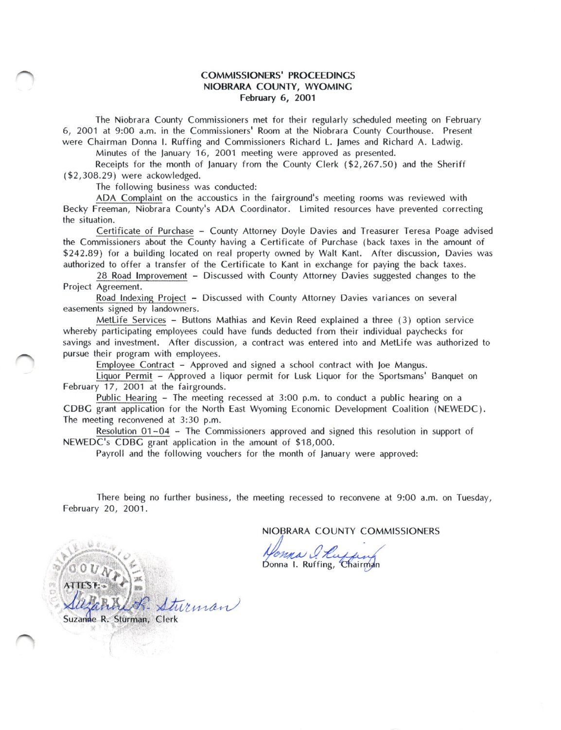# COMMISSIONERS' PROCEEDINGS
## NIOBRARA COUNTY, WYOMING
### February 6, 2001

The Niobrara County Commissioners met for their regularly scheduled meeting on February 6, 2001 at 9:00 a.m. in the Commissioners' Room at the Niobrara County Courthouse. Present were Chairman Donna I. Ruffing and Commissioners Richard L. James and Richard A. Ladwig.

Minutes of the January 16, 2001 meeting were approved as presented.

Receipts for the month of January from the County Clerk ($2,267.50) and the Sheriff ($2,308.29) were ackowledged.

The following business was conducted:

ADA Complaint on the accoustics in the fairground's meeting rooms was reviewed with Becky Freeman, Niobrara County's ADA Coordinator. Limited resources have prevented correcting the situation.

Certificate of Purchase – County Attorney Doyle Davies and Treasurer Teresa Poage advised the Commissioners about the County having a Certificate of Purchase (back taxes in the amount of $242.89) for a building located on real property owned by Walt Kant. After discussion, Davies was authorized to offer a transfer of the Certificate to Kant in exchange for paying the back taxes.

28 Road Improvement – Discussed with County Attorney Davies suggested changes to the Project Agreement.

Road Indexing Project – Discussed with County Attorney Davies variances on several easements signed by landowners.

MetLife Services – Buttons Mathias and Kevin Reed explained a three (3) option service whereby participating employees could have funds deducted from their individual paychecks for savings and investment. After discussion, a contract was entered into and MetLife was authorized to pursue their program with employees.

Employee Contract – Approved and signed a school contract with Joe Mangus.

Liquor Permit – Approved a liquor permit for Lusk Liquor for the Sportsmans' Banquet on February 17, 2001 at the fairgrounds.

Public Hearing – The meeting recessed at 3:00 p.m. to conduct a public hearing on a CDBG grant application for the North East Wyoming Economic Development Coalition (NEWEDC). The meeting reconvened at 3:30 p.m.

Resolution 01-04 – The Commissioners approved and signed this resolution in support of NEWEDC's CDBG grant application in the amount of $18,000.

Payroll and the following vouchers for the month of January were approved:

There being no further business, the meeting recessed to reconvene at 9:00 a.m. on Tuesday, February 20, 2001.

NIOBRARA COUNTY COMMISSIONERS

Donna I. Ruffing, Chairman

ATTEST:

Suzanne R. Sturman, Clerk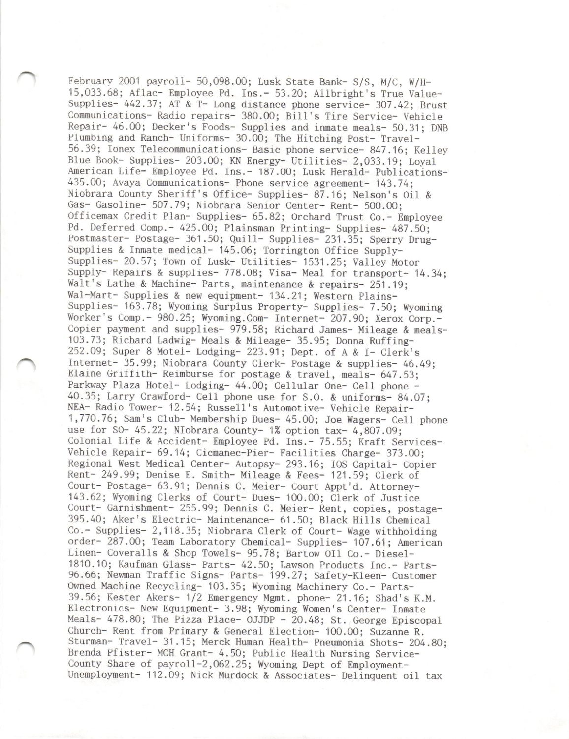February 2001 payroll- 50,098.00; Lusk State Bank- S/S, M/C, W/H-15,033.68; Aflac- Employee Pd. Ins.- 53.20; Allbright's True Value-Supplies- 442.37; AT & T- Long distance phone service- 307.42; Brust Communications- Radio repairs- 380.00; Bill's Tire Service- Vehicle Repair- 46.00; Decker's Foods- Supplies and inmate meals- 50.31; DNB Plumbing and Ranch- Uniforms- 30.00; The Hitching Post- Travel-56.39; Ionex Telecommunications- Basic phone service- 847.16; Kelley Blue Book- Supplies- 203.00; KN Energy- Utilities- 2,033.19; Loyal American Life- Employee Pd. Ins.- 187.00; Lusk Herald- Publications-435.00; Avaya Communications- Phone service agreement- 143.74; Niobrara County Sheriff's Office- Supplies- 87.16; Nelson's Oil & Gas- Gasoline- 507.79; Niobrara Senior Center- Rent- 500.00; Officemax Credit Plan- Supplies- 65.82; Orchard Trust Co.- Employee Pd. Deferred Comp.- 425.00; Plainsman Printing- Supplies- 487.50; Postmaster- Postage- 361.50; Quill- Supplies- 231.35; Sperry Drug-Supplies & Inmate medical- 145.06; Torrington Office Supply-Supplies- 20.57; Town of Lusk- Utilities- 1531.25; Valley Motor Supply- Repairs & supplies- 778.08; Visa- Meal for transport- 14.34; Walt's Lathe & Machine- Parts, maintenance & repairs- 251.19; Wal-Mart- Supplies & new equipment- 134.21; Western Plains-Supplies- 163.78; Wyoming Surplus Property- Supplies- 7.50; Wyoming Worker's Comp.- 980.25; Wyoming.Com- Internet- 207.90; Xerox Corp.-Copier payment and supplies- 979.58; Richard James- Mileage & meals-103.73; Richard Ladwig- Meals & Mileage- 35.95; Donna Ruffing-252.09; Super 8 Motel- Lodging- 223.91; Dept. of A & I- Clerk's Internet- 35.99; Niobrara County Clerk- Postage & supplies- 46.49; Elaine Griffith- Reimburse for postage & travel, meals- 647.53; Parkway Plaza Hotel- Lodging- 44.00; Cellular One- Cell phone -40.35; Larry Crawford- Cell phone use for S.O. & uniforms- 84.07; NEA- Radio Tower- 12.54; Russell's Automotive- Vehicle Repair-1,770.76; Sam's Club- Membership Dues- 45.00; Joe Wagers- Cell phone use for SO- 45.22; NIobrara County- 1% option tax- 4,807.09; Colonial Life & Accident- Employee Pd. Ins.- 75.55; Kraft Services-Vehicle Repair- 69.14; Cicmanec-Pier- Facilities Charge- 373.00; Regional West Medical Center- Autopsy- 293.16; IOS Capital- Copier Rent- 249.99; Denise E. Smith- Mileage & Fees- 121.59; Clerk of Court- Postage- 63.91; Dennis C. Meier- Court Appt'd. Attorney-143.62; Wyoming Clerks of Court- Dues- 100.00; Clerk of Justice Court- Garnishment- 255.99; Dennis C. Meier- Rent, copies, postage-395.40; Aker's Electric- Maintenance- 61.50; Black Hills Chemical Co.- Supplies- 2,118.35; Niobrara Clerk of Court- Wage withholding order- 287.00; Team Laboratory Chemical- Supplies- 107.61; American Linen- Coveralls & Shop Towels- 95.78; Bartow OIl Co.- Diesel-1810.10; Kaufman Glass- Parts- 42.50; Lawson Products Inc.- Parts-96.66; Newman Traffic Signs- Parts- 199.27; Safety-Kleen- Customer Owned Machine Recycling- 103.35; Wyoming Machinery Co.- Parts-39.56; Kester Akers- 1/2 Emergency Mgmt. phone- 21.16; Shad's K.M. Electronics- New Equipment- 3.98; Wyoming Women's Center- Inmate Meals- 478.80; The Pizza Place- OJJDP - 20.48; St. George Episcopal Church- Rent from Primary & General Election- 100.00; Suzanne R. Sturman- Travel- 31.15; Merck Human Health- Pneumonia Shots- 204.80; Brenda Pfister- MCH Grant- 4.50; Public Health Nursing Service-County Share of payroll-2,062.25; Wyoming Dept of Employment-Unemployment- 112.09; Nick Murdock & Associates- Delinquent oil tax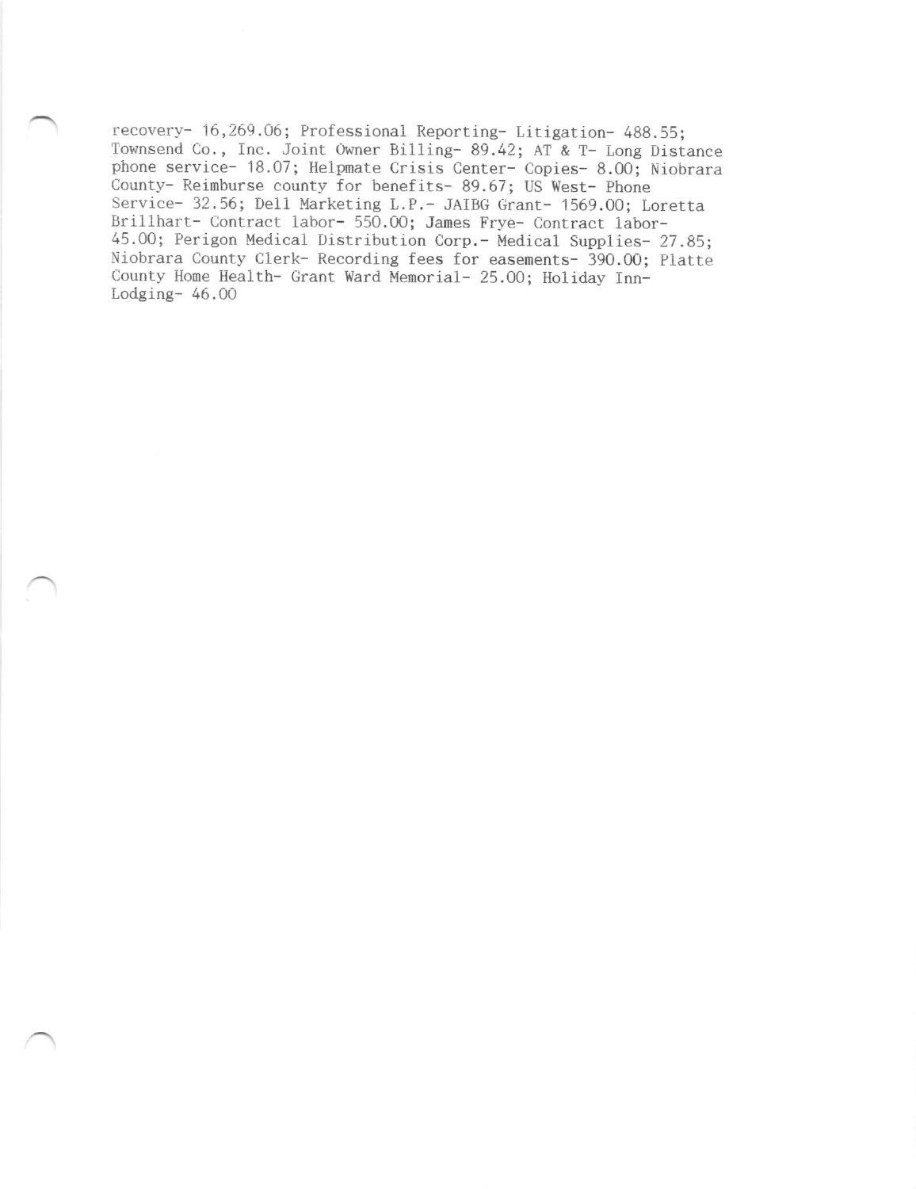recovery- 16,269.06; Professional Reporting- Litigation- 488.55; Townsend Co., Inc. Joint Owner Billing- 89.42; AT & T- Long Distance phone service- 18.07; Helpmate Crisis Center- Copies- 8.00; Niobrara County- Reimburse county for benefits- 89.67; US West- Phone Service- 32.56; Dell Marketing L.P.- JAIBG Grant- 1569.00; Loretta Brillhart- Contract labor- 550.00; James Frye- Contract labor- 45.00; Perigon Medical Distribution Corp.- Medical Supplies- 27.85; Niobrara County Clerk- Recording fees for easements- 390.00; Platte County Home Health- Grant Ward Memorial- 25.00; Holiday Inn- Lodging- 46.00